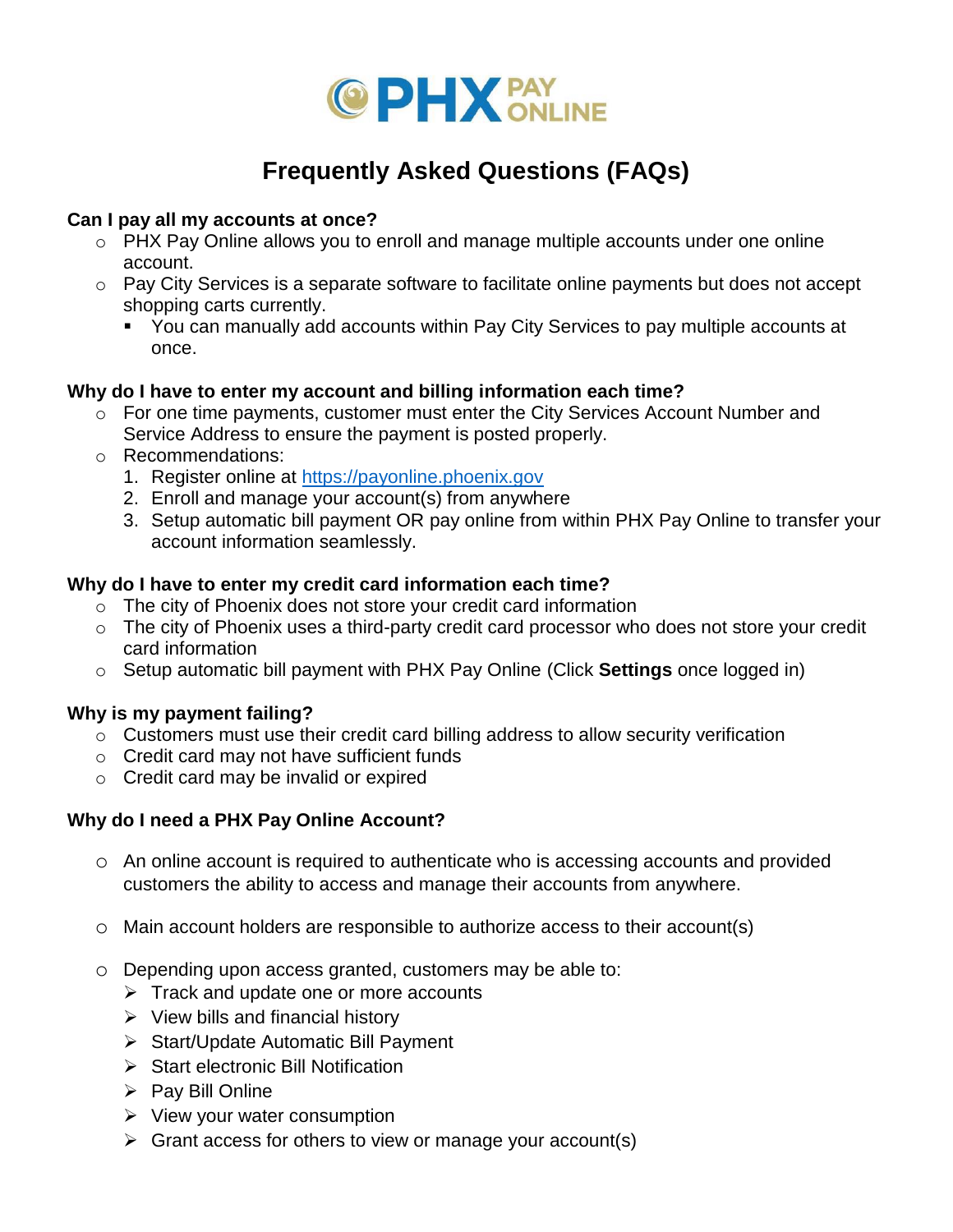PHX PAY ONLINE

# Frequently Asked Questions (FAQs)

**Can I pay all my accounts at once?**

- PHX Pay Online allows you to enroll and manage multiple accounts under one online account.
- Pay City Services is a separate software to facilitate online payments but does not accept shopping carts currently.
  - You can manually add accounts within Pay City Services to pay multiple accounts at once.

**Why do I have to enter my account and billing information each time?**

- For one time payments, customer must enter the City Services Account Number and Service Address to ensure the payment is posted properly.
- Recommendations:
  1. Register online at [https://payonline.phoenix.gov](https://payonline.phoenix.gov)
  2. Enroll and manage your account(s) from anywhere
  3. Setup automatic bill payment OR pay online from within PHX Pay Online to transfer your account information seamlessly.

**Why do I have to enter my credit card information each time?**

- The city of Phoenix does not store your credit card information
- The city of Phoenix uses a third-party credit card processor who does not store your credit card information
- Setup automatic bill payment with PHX Pay Online (Click **Settings** once logged in)

**Why is my payment failing?**

- Customers must use their credit card billing address to allow security verification
- Credit card may not have sufficient funds
- Credit card may be invalid or expired

**Why do I need a PHX Pay Online Account?**

- An online account is required to authenticate who is accessing accounts and provided customers the ability to access and manage their accounts from anywhere.
- Main account holders are responsible to authorize access to their account(s)
- Depending upon access granted, customers may be able to:
  - Track and update one or more accounts
  - View bills and financial history
  - Start/Update Automatic Bill Payment
  - Start electronic Bill Notification
  - Pay Bill Online
  - View your water consumption
  - Grant access for others to view or manage your account(s)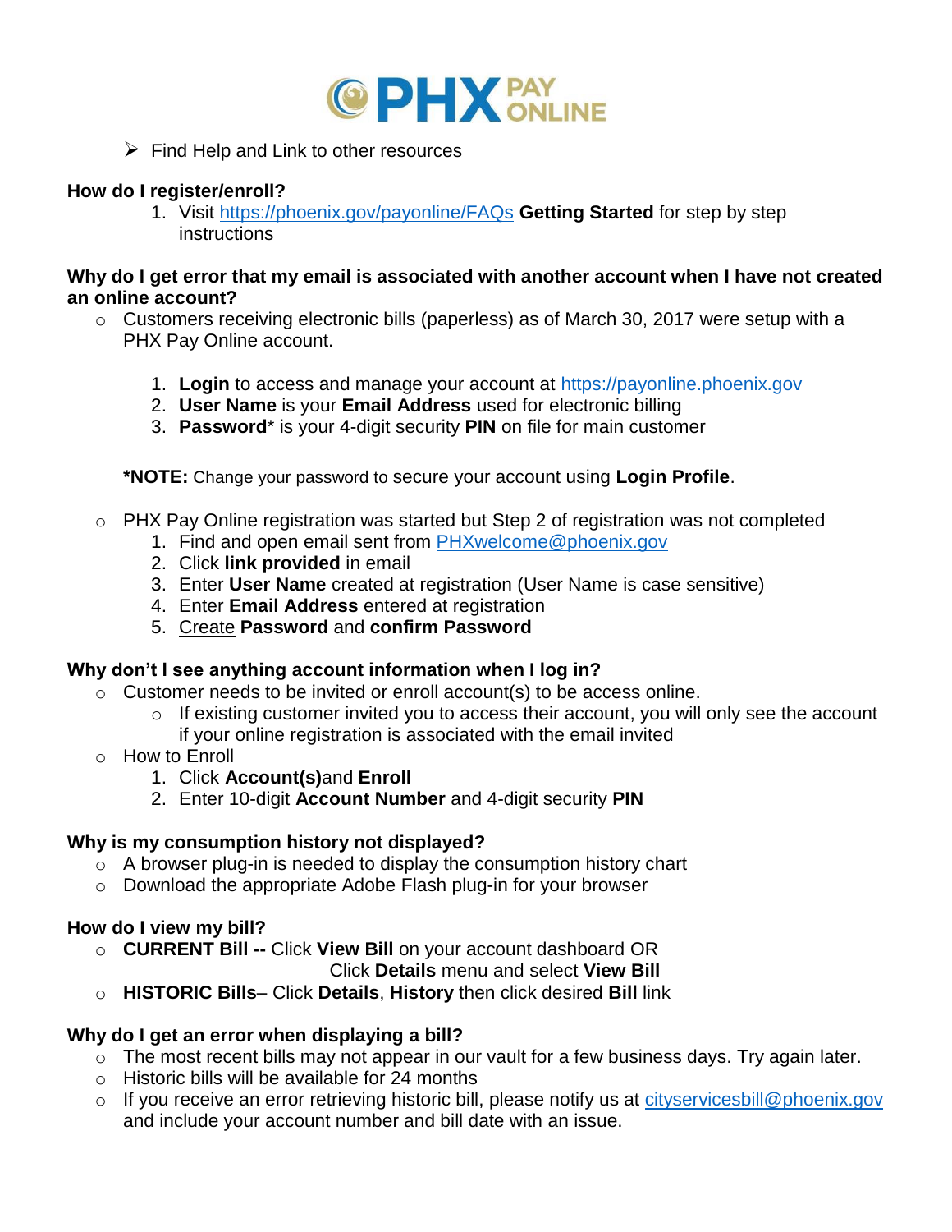- Find Help and Link to other resources

### How do I register/enroll?

1. Visit https://phoenix.gov/payonline/FAQs **Getting Started** for step by step instructions

### Why do I get error that my email is associated with another account when I have not created an online account?

- Customers receiving electronic bills (paperless) as of March 30, 2017 were setup with a PHX Pay Online account.

  1. **Login** to access and manage your account at https://payonline.phoenix.gov
  2. **User Name** is your **Email Address** used for electronic billing
  3. **Password*** is your 4-digit security **PIN** on file for main customer

  ***NOTE:** Change your password to secure your account using **Login Profile**.

- PHX Pay Online registration was started but Step 2 of registration was not completed
  1. Find and open email sent from PHXwelcome@phoenix.gov
  2. Click **link provided** in email
  3. Enter **User Name** created at registration (User Name is case sensitive)
  4. Enter **Email Address** entered at registration
  5. Create **Password** and **confirm Password**

### Why don't I see anything account information when I log in?

- Customer needs to be invited or enroll account(s) to be access online.
  - If existing customer invited you to access their account, you will only see the account if your online registration is associated with the email invited
- How to Enroll
  1. Click **Account(s)**and **Enroll**
  2. Enter 10-digit **Account Number** and 4-digit security **PIN**

### Why is my consumption history not displayed?

- A browser plug-in is needed to display the consumption history chart
- Download the appropriate Adobe Flash plug-in for your browser

### How do I view my bill?

- **CURRENT Bill --** Click **View Bill** on your account dashboard OR Click **Details** menu and select **View Bill**
- **HISTORIC Bills**– Click **Details**, **History** then click desired **Bill** link

### Why do I get an error when displaying a bill?

- The most recent bills may not appear in our vault for a few business days. Try again later.
- Historic bills will be available for 24 months
- If you receive an error retrieving historic bill, please notify us at cityservicesbill@phoenix.gov and include your account number and bill date with an issue.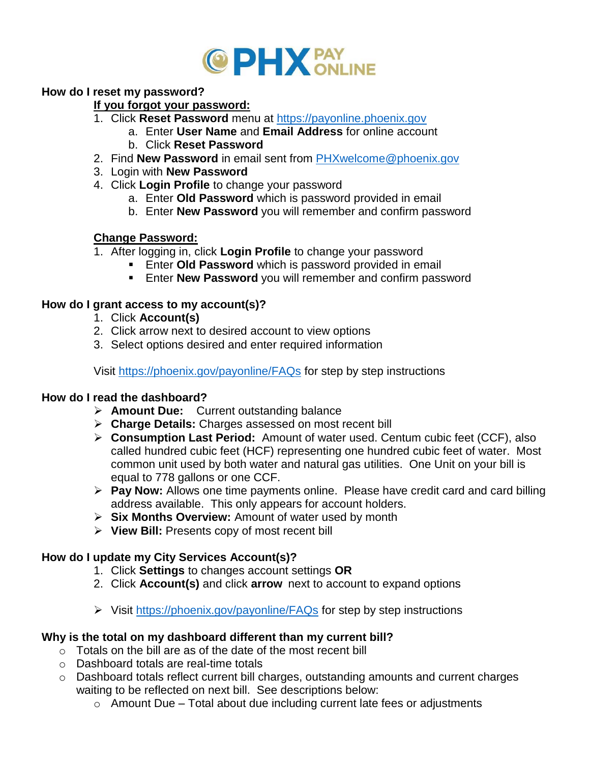**PHX PAY ONLINE**

### How do I reset my password?

**If you forgot your password:**

1. Click **Reset Password** menu at https://payonline.phoenix.gov
   a. Enter **User Name** and **Email Address** for online account
   b. Click **Reset Password**
2. Find **New Password** in email sent from PHXwelcome@phoenix.gov
3. Login with **New Password**
4. Click **Login Profile** to change your password
   a. Enter **Old Password** which is password provided in email
   b. Enter **New Password** you will remember and confirm password

**Change Password:**

1. After logging in, click **Login Profile** to change your password
   - Enter **Old Password** which is password provided in email
   - Enter **New Password** you will remember and confirm password

### How do I grant access to my account(s)?

1. Click **Account(s)**
2. Click arrow next to desired account to view options
3. Select options desired and enter required information

Visit https://phoenix.gov/payonline/FAQs for step by step instructions

### How do I read the dashboard?

- **Amount Due:** Current outstanding balance
- **Charge Details:** Charges assessed on most recent bill
- **Consumption Last Period:** Amount of water used. Centum cubic feet (CCF), also called hundred cubic feet (HCF) representing one hundred cubic feet of water. Most common unit used by both water and natural gas utilities. One Unit on your bill is equal to 778 gallons or one CCF.
- **Pay Now:** Allows one time payments online. Please have credit card and card billing address available. This only appears for account holders.
- **Six Months Overview:** Amount of water used by month
- **View Bill:** Presents copy of most recent bill

### How do I update my City Services Account(s)?

1. Click **Settings** to changes account settings **OR**
2. Click **Account(s)** and click **arrow** next to account to expand options

- Visit https://phoenix.gov/payonline/FAQs for step by step instructions

### Why is the total on my dashboard different than my current bill?

- Totals on the bill are as of the date of the most recent bill
- Dashboard totals are real-time totals
- Dashboard totals reflect current bill charges, outstanding amounts and current charges waiting to be reflected on next bill. See descriptions below:
  - Amount Due – Total about due including current late fees or adjustments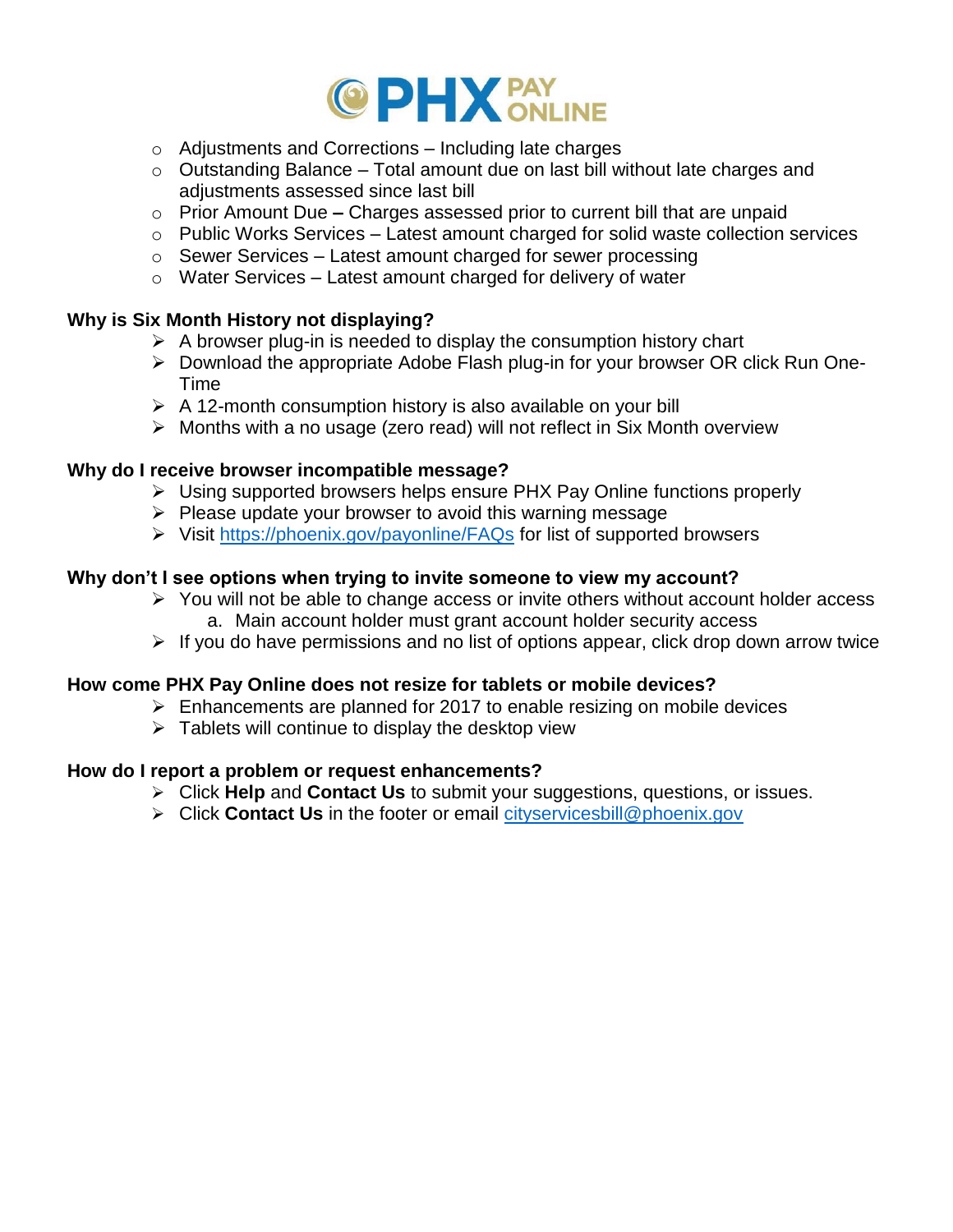- Adjustments and Corrections – Including late charges
- Outstanding Balance – Total amount due on last bill without late charges and adjustments assessed since last bill
- Prior Amount Due **–** Charges assessed prior to current bill that are unpaid
- Public Works Services – Latest amount charged for solid waste collection services
- Sewer Services – Latest amount charged for sewer processing
- Water Services – Latest amount charged for delivery of water

**Why is Six Month History not displaying?**

- A browser plug-in is needed to display the consumption history chart
- Download the appropriate Adobe Flash plug-in for your browser OR click Run One-Time
- A 12-month consumption history is also available on your bill
- Months with a no usage (zero read) will not reflect in Six Month overview

**Why do I receive browser incompatible message?**

- Using supported browsers helps ensure PHX Pay Online functions properly
- Please update your browser to avoid this warning message
- Visit https://phoenix.gov/payonline/FAQs for list of supported browsers

**Why don't I see options when trying to invite someone to view my account?**

- You will not be able to change access or invite others without account holder access
  a. Main account holder must grant account holder security access
- If you do have permissions and no list of options appear, click drop down arrow twice

**How come PHX Pay Online does not resize for tablets or mobile devices?**

- Enhancements are planned for 2017 to enable resizing on mobile devices
- Tablets will continue to display the desktop view

**How do I report a problem or request enhancements?**

- Click **Help** and **Contact Us** to submit your suggestions, questions, or issues.
- Click **Contact Us** in the footer or email cityservicesbill@phoenix.gov